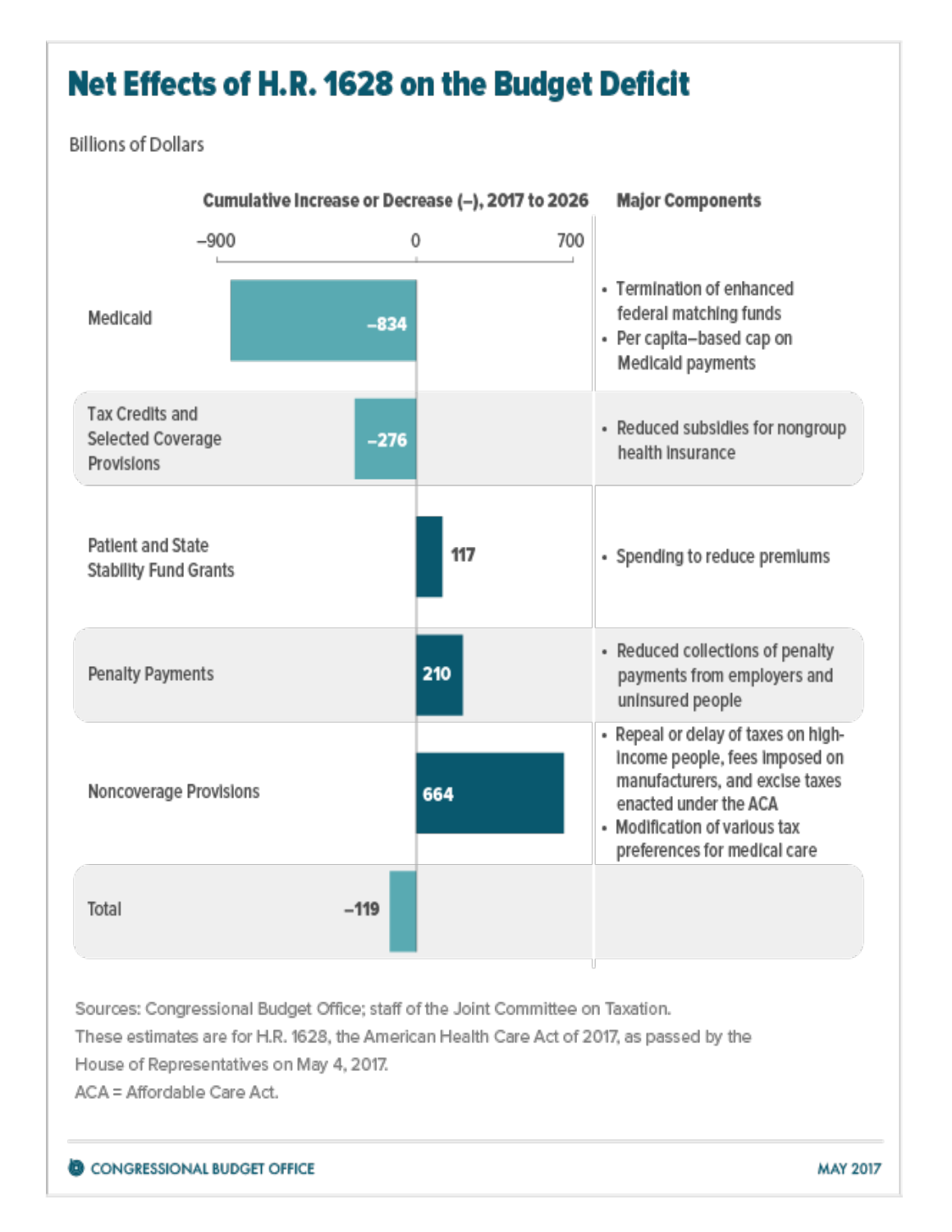# Net Effects of H.R. 1628 on the Budget Deficit

Billions of Dollars

| | Cumulative Increase or Decrease (–), 2017 to 2026 | Major Components |
|---|---|---|
| Medicaid | –834 | • Termination of enhanced federal matching funds<br>• Per capita–based cap on Medicaid payments |
| Tax Credits and Selected Coverage Provisions | –276 | • Reduced subsidies for nongroup health insurance |
| Patient and State Stability Fund Grants | 117 | • Spending to reduce premiums |
| Penalty Payments | 210 | • Reduced collections of penalty payments from employers and uninsured people |
| Noncoverage Provisions | 664 | • Repeal or delay of taxes on high-income people, fees imposed on manufacturers, and excise taxes enacted under the ACA<br>• Modification of various tax preferences for medical care |
| Total | –119 | |

Sources: Congressional Budget Office; staff of the Joint Committee on Taxation.

These estimates are for H.R. 1628, the American Health Care Act of 2017, as passed by the House of Representatives on May 4, 2017.

ACA = Affordable Care Act.

CONGRESSIONAL BUDGET OFFICE — MAY 2017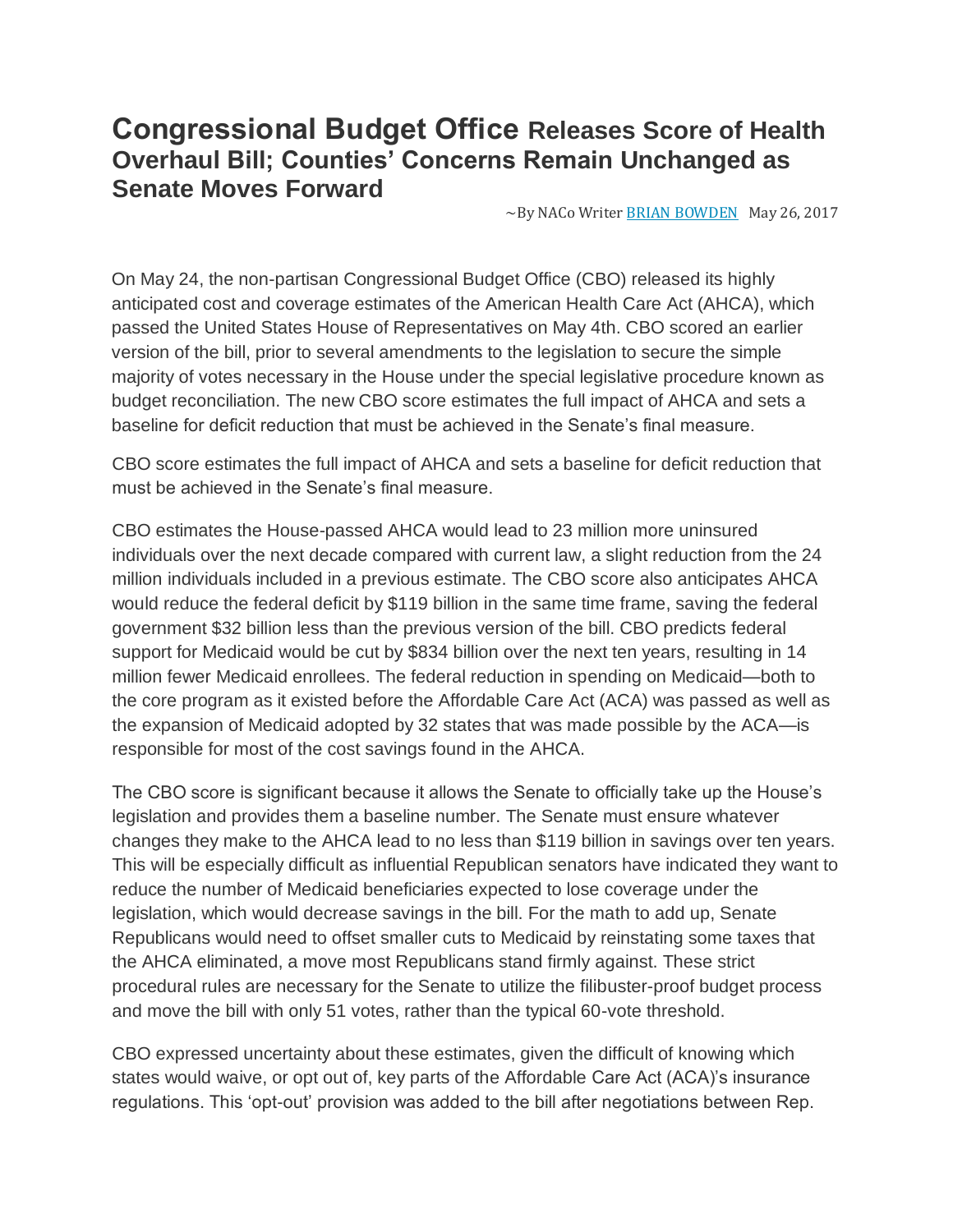# Congressional Budget Office Releases Score of Health Overhaul Bill; Counties' Concerns Remain Unchanged as Senate Moves Forward

~By NACo Writer [BRIAN BOWDEN] May 26, 2017

On May 24, the non-partisan Congressional Budget Office (CBO) released its highly anticipated cost and coverage estimates of the American Health Care Act (AHCA), which passed the United States House of Representatives on May 4th. CBO scored an earlier version of the bill, prior to several amendments to the legislation to secure the simple majority of votes necessary in the House under the special legislative procedure known as budget reconciliation. The new CBO score estimates the full impact of AHCA and sets a baseline for deficit reduction that must be achieved in the Senate's final measure.

CBO score estimates the full impact of AHCA and sets a baseline for deficit reduction that must be achieved in the Senate's final measure.

CBO estimates the House-passed AHCA would lead to 23 million more uninsured individuals over the next decade compared with current law, a slight reduction from the 24 million individuals included in a previous estimate. The CBO score also anticipates AHCA would reduce the federal deficit by $119 billion in the same time frame, saving the federal government $32 billion less than the previous version of the bill. CBO predicts federal support for Medicaid would be cut by $834 billion over the next ten years, resulting in 14 million fewer Medicaid enrollees. The federal reduction in spending on Medicaid—both to the core program as it existed before the Affordable Care Act (ACA) was passed as well as the expansion of Medicaid adopted by 32 states that was made possible by the ACA—is responsible for most of the cost savings found in the AHCA.

The CBO score is significant because it allows the Senate to officially take up the House's legislation and provides them a baseline number. The Senate must ensure whatever changes they make to the AHCA lead to no less than $119 billion in savings over ten years. This will be especially difficult as influential Republican senators have indicated they want to reduce the number of Medicaid beneficiaries expected to lose coverage under the legislation, which would decrease savings in the bill. For the math to add up, Senate Republicans would need to offset smaller cuts to Medicaid by reinstating some taxes that the AHCA eliminated, a move most Republicans stand firmly against. These strict procedural rules are necessary for the Senate to utilize the filibuster-proof budget process and move the bill with only 51 votes, rather than the typical 60-vote threshold.

CBO expressed uncertainty about these estimates, given the difficult of knowing which states would waive, or opt out of, key parts of the Affordable Care Act (ACA)'s insurance regulations. This 'opt-out' provision was added to the bill after negotiations between Rep.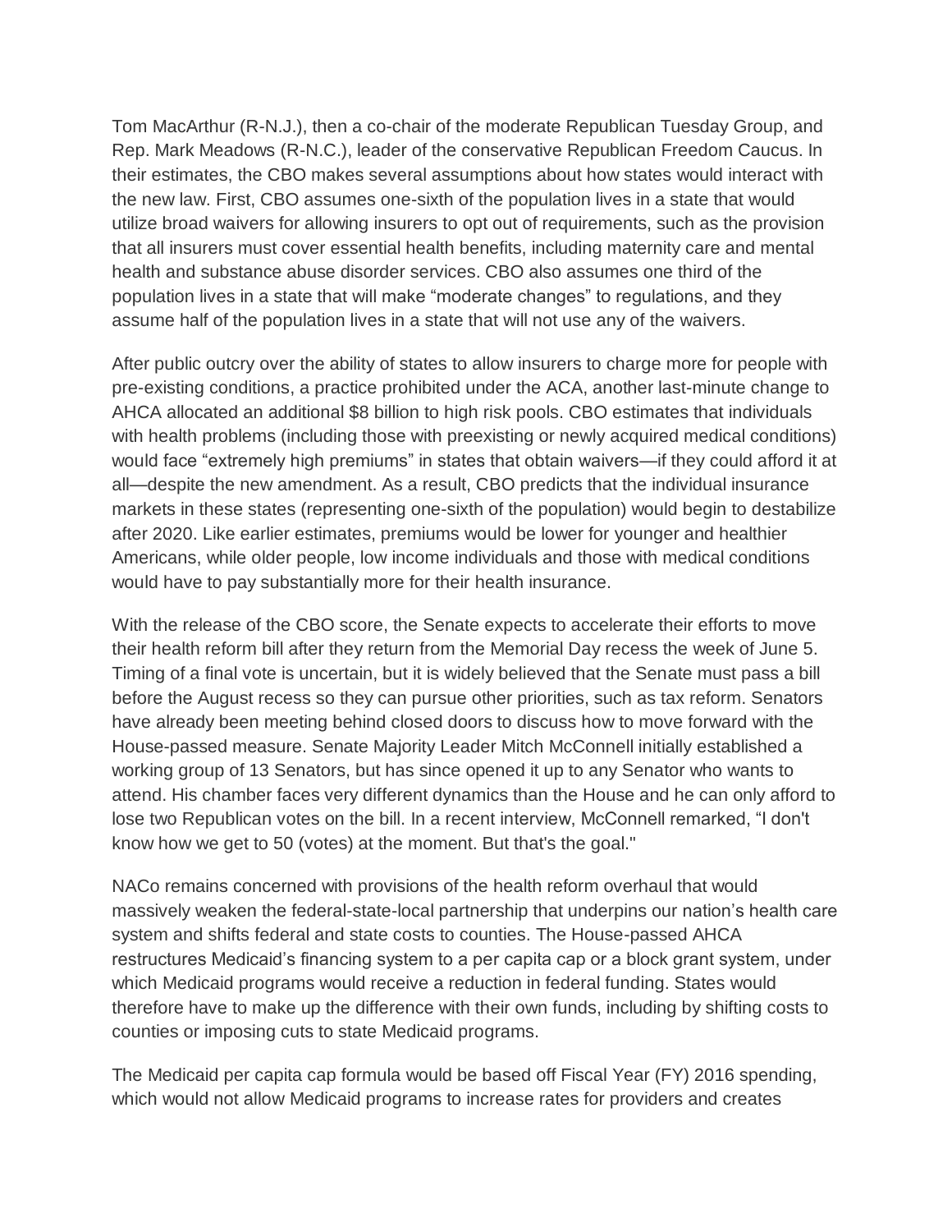Tom MacArthur (R-N.J.), then a co-chair of the moderate Republican Tuesday Group, and Rep. Mark Meadows (R-N.C.), leader of the conservative Republican Freedom Caucus. In their estimates, the CBO makes several assumptions about how states would interact with the new law. First, CBO assumes one-sixth of the population lives in a state that would utilize broad waivers for allowing insurers to opt out of requirements, such as the provision that all insurers must cover essential health benefits, including maternity care and mental health and substance abuse disorder services. CBO also assumes one third of the population lives in a state that will make "moderate changes" to regulations, and they assume half of the population lives in a state that will not use any of the waivers.

After public outcry over the ability of states to allow insurers to charge more for people with pre-existing conditions, a practice prohibited under the ACA, another last-minute change to AHCA allocated an additional $8 billion to high risk pools. CBO estimates that individuals with health problems (including those with preexisting or newly acquired medical conditions) would face "extremely high premiums" in states that obtain waivers—if they could afford it at all—despite the new amendment. As a result, CBO predicts that the individual insurance markets in these states (representing one-sixth of the population) would begin to destabilize after 2020. Like earlier estimates, premiums would be lower for younger and healthier Americans, while older people, low income individuals and those with medical conditions would have to pay substantially more for their health insurance.

With the release of the CBO score, the Senate expects to accelerate their efforts to move their health reform bill after they return from the Memorial Day recess the week of June 5. Timing of a final vote is uncertain, but it is widely believed that the Senate must pass a bill before the August recess so they can pursue other priorities, such as tax reform. Senators have already been meeting behind closed doors to discuss how to move forward with the House-passed measure. Senate Majority Leader Mitch McConnell initially established a working group of 13 Senators, but has since opened it up to any Senator who wants to attend. His chamber faces very different dynamics than the House and he can only afford to lose two Republican votes on the bill. In a recent interview, McConnell remarked, "I don't know how we get to 50 (votes) at the moment. But that's the goal."

NACo remains concerned with provisions of the health reform overhaul that would massively weaken the federal-state-local partnership that underpins our nation's health care system and shifts federal and state costs to counties. The House-passed AHCA restructures Medicaid's financing system to a per capita cap or a block grant system, under which Medicaid programs would receive a reduction in federal funding. States would therefore have to make up the difference with their own funds, including by shifting costs to counties or imposing cuts to state Medicaid programs.

The Medicaid per capita cap formula would be based off Fiscal Year (FY) 2016 spending, which would not allow Medicaid programs to increase rates for providers and creates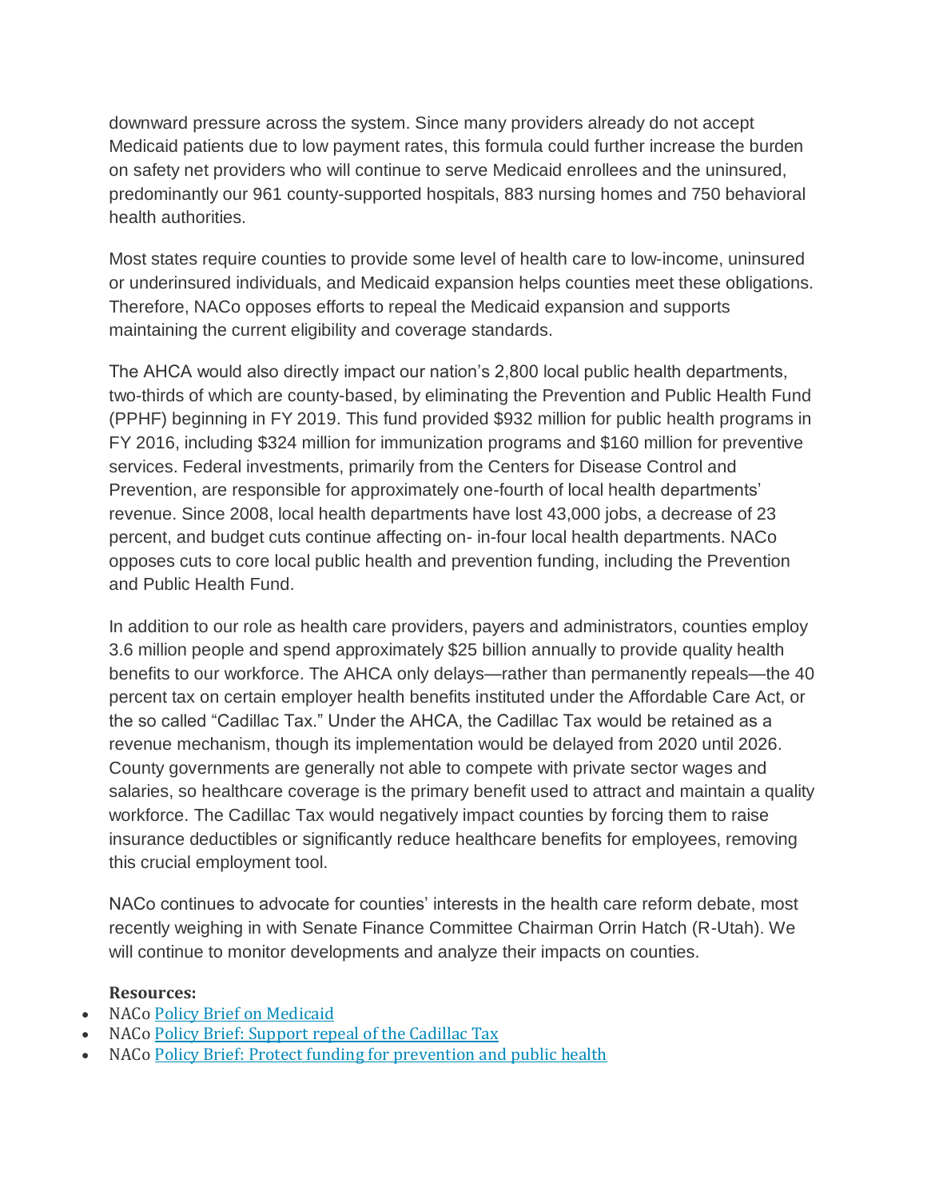downward pressure across the system. Since many providers already do not accept Medicaid patients due to low payment rates, this formula could further increase the burden on safety net providers who will continue to serve Medicaid enrollees and the uninsured, predominantly our 961 county-supported hospitals, 883 nursing homes and 750 behavioral health authorities.

Most states require counties to provide some level of health care to low-income, uninsured or underinsured individuals, and Medicaid expansion helps counties meet these obligations. Therefore, NACo opposes efforts to repeal the Medicaid expansion and supports maintaining the current eligibility and coverage standards.

The AHCA would also directly impact our nation's 2,800 local public health departments, two-thirds of which are county-based, by eliminating the Prevention and Public Health Fund (PPHF) beginning in FY 2019. This fund provided $932 million for public health programs in FY 2016, including $324 million for immunization programs and $160 million for preventive services. Federal investments, primarily from the Centers for Disease Control and Prevention, are responsible for approximately one-fourth of local health departments' revenue. Since 2008, local health departments have lost 43,000 jobs, a decrease of 23 percent, and budget cuts continue affecting on- in-four local health departments. NACo opposes cuts to core local public health and prevention funding, including the Prevention and Public Health Fund.

In addition to our role as health care providers, payers and administrators, counties employ 3.6 million people and spend approximately $25 billion annually to provide quality health benefits to our workforce. The AHCA only delays—rather than permanently repeals—the 40 percent tax on certain employer health benefits instituted under the Affordable Care Act, or the so called "Cadillac Tax." Under the AHCA, the Cadillac Tax would be retained as a revenue mechanism, though its implementation would be delayed from 2020 until 2026. County governments are generally not able to compete with private sector wages and salaries, so healthcare coverage is the primary benefit used to attract and maintain a quality workforce. The Cadillac Tax would negatively impact counties by forcing them to raise insurance deductibles or significantly reduce healthcare benefits for employees, removing this crucial employment tool.

NACo continues to advocate for counties' interests in the health care reform debate, most recently weighing in with Senate Finance Committee Chairman Orrin Hatch (R-Utah). We will continue to monitor developments and analyze their impacts on counties.

**Resources:**

- NACo Policy Brief on Medicaid
- NACo Policy Brief: Support repeal of the Cadillac Tax
- NACo Policy Brief: Protect funding for prevention and public health